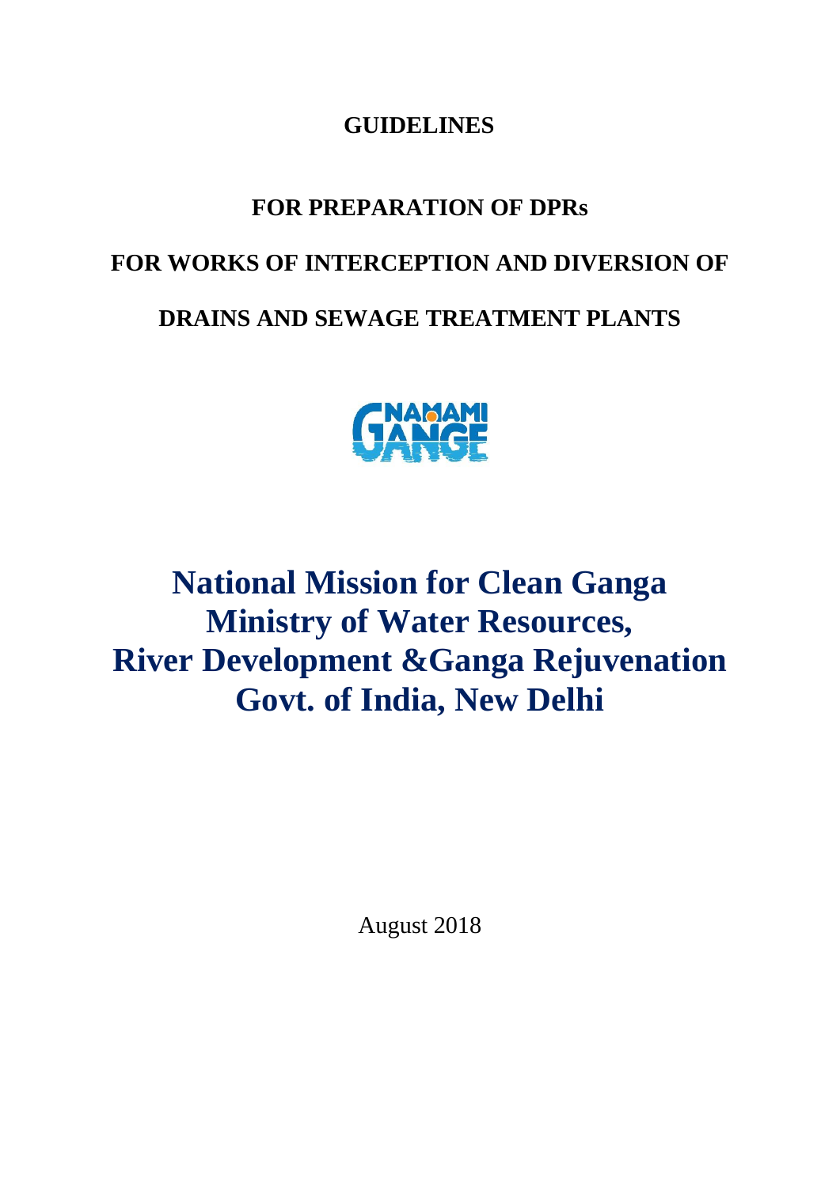# GUIDELINES

## FOR PREPARATION OF DPRs

## FOR WORKS OF INTERCEPTION AND DIVERSION OF

## DRAINS AND SEWAGE TREATMENT PLANTS

NAMAMI GANGE

# National Mission for Clean Ganga
# Ministry of Water Resources,
# River Development &Ganga Rejuvenation
# Govt. of India, New Delhi

August 2018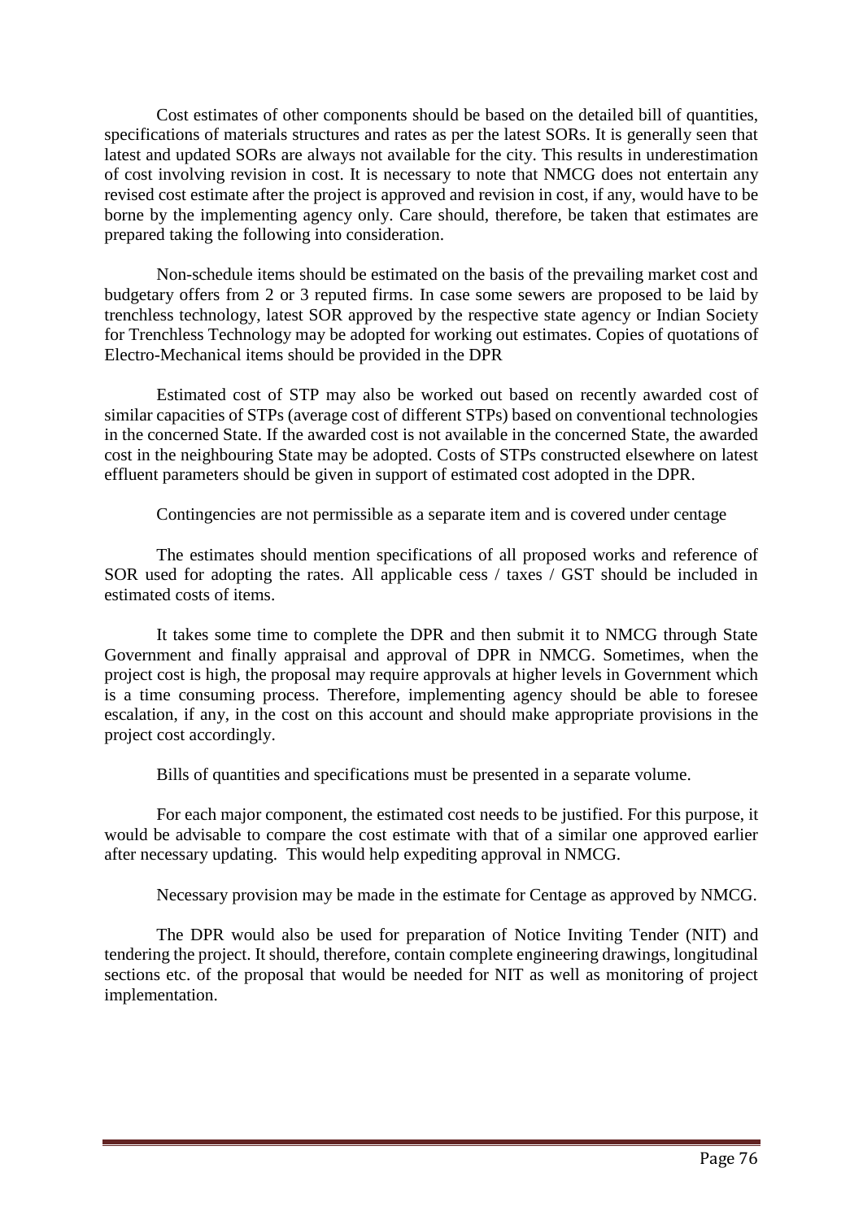Cost estimates of other components should be based on the detailed bill of quantities, specifications of materials structures and rates as per the latest SORs. It is generally seen that latest and updated SORs are always not available for the city. This results in underestimation of cost involving revision in cost. It is necessary to note that NMCG does not entertain any revised cost estimate after the project is approved and revision in cost, if any, would have to be borne by the implementing agency only. Care should, therefore, be taken that estimates are prepared taking the following into consideration.

Non-schedule items should be estimated on the basis of the prevailing market cost and budgetary offers from 2 or 3 reputed firms. In case some sewers are proposed to be laid by trenchless technology, latest SOR approved by the respective state agency or Indian Society for Trenchless Technology may be adopted for working out estimates. Copies of quotations of Electro-Mechanical items should be provided in the DPR

Estimated cost of STP may also be worked out based on recently awarded cost of similar capacities of STPs (average cost of different STPs) based on conventional technologies in the concerned State. If the awarded cost is not available in the concerned State, the awarded cost in the neighbouring State may be adopted. Costs of STPs constructed elsewhere on latest effluent parameters should be given in support of estimated cost adopted in the DPR.

Contingencies are not permissible as a separate item and is covered under centage

The estimates should mention specifications of all proposed works and reference of SOR used for adopting the rates. All applicable cess / taxes / GST should be included in estimated costs of items.

It takes some time to complete the DPR and then submit it to NMCG through State Government and finally appraisal and approval of DPR in NMCG. Sometimes, when the project cost is high, the proposal may require approvals at higher levels in Government which is a time consuming process. Therefore, implementing agency should be able to foresee escalation, if any, in the cost on this account and should make appropriate provisions in the project cost accordingly.

Bills of quantities and specifications must be presented in a separate volume.

For each major component, the estimated cost needs to be justified. For this purpose, it would be advisable to compare the cost estimate with that of a similar one approved earlier after necessary updating. This would help expediting approval in NMCG.

Necessary provision may be made in the estimate for Centage as approved by NMCG.

The DPR would also be used for preparation of Notice Inviting Tender (NIT) and tendering the project. It should, therefore, contain complete engineering drawings, longitudinal sections etc. of the proposal that would be needed for NIT as well as monitoring of project implementation.